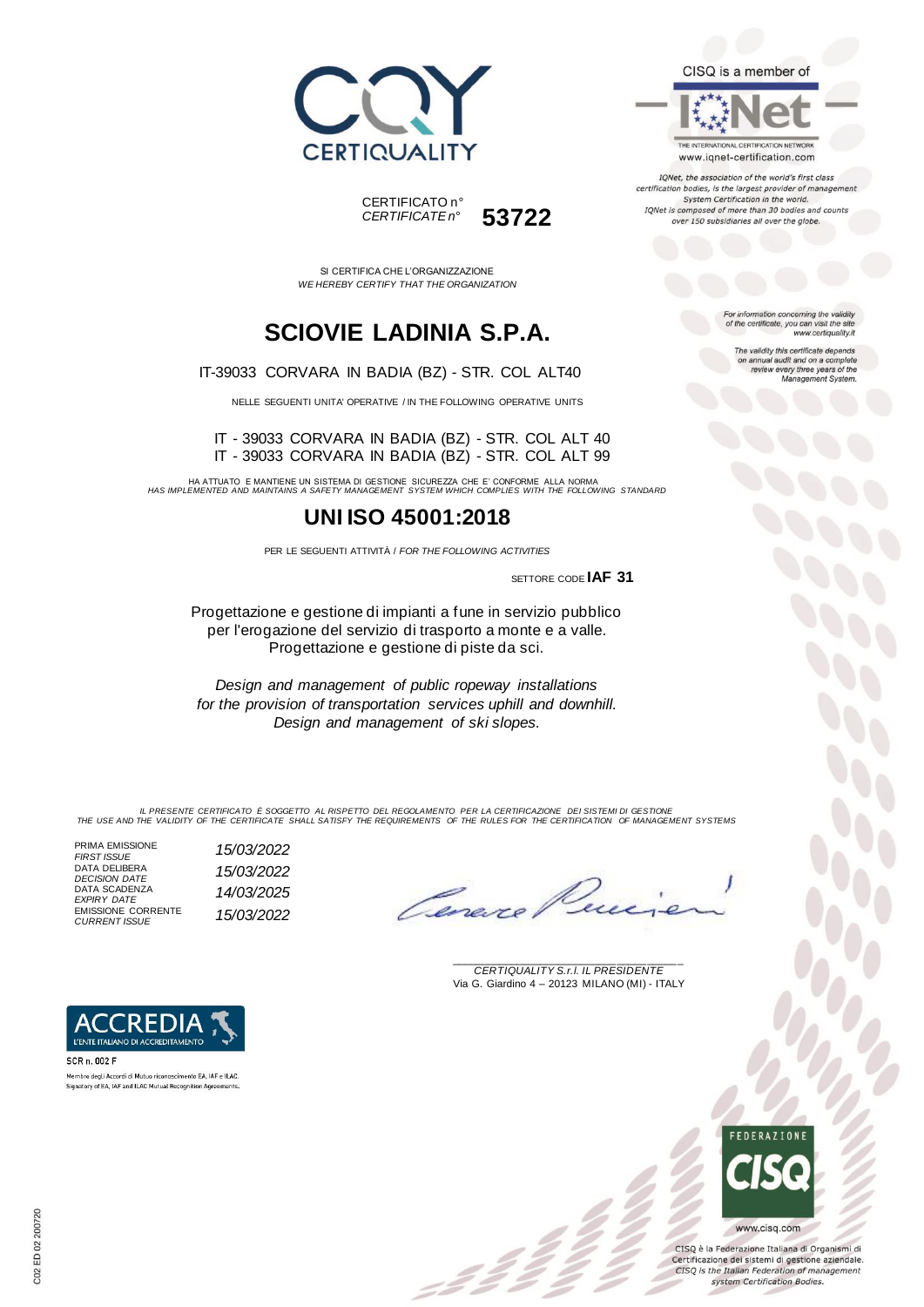CERTIQUALITY

CERTIFICATO n°
*CERTIFICATE n°* **53722**

CISQ is a member of

IQNet

THE INTERNATIONAL CERTIFICATION NETWORK
www.iqnet-certification.com

*IQNet, the association of the world's first class certification bodies, is the largest provider of management System Certification in the world. IQNet is composed of more than 30 bodies and counts over 150 subsidiaries all over the globe.*

SI CERTIFICA CHE L'ORGANIZZAZIONE
*WE HEREBY CERTIFY THAT THE ORGANIZATION*

# SCIOVIE LADINIA S.P.A.

IT-39033 CORVARA IN BADIA (BZ) - STR. COL ALT40

NELLE SEGUENTI UNITA' OPERATIVE / IN THE FOLLOWING OPERATIVE UNITS

IT - 39033 CORVARA IN BADIA (BZ) - STR. COL ALT 40
IT - 39033 CORVARA IN BADIA (BZ) - STR. COL ALT 99

*For information concerning the validity of the certificate, you can visit the site www.certiquality.it*

*The validity this certificate depends on annual audit and on a complete review every three years of the Management System.*

HA ATTUATO E MANTIENE UN SISTEMA DI GESTIONE SICUREZZA CHE E' CONFORME ALLA NORMA
*HAS IMPLEMENTED AND MAINTAINS A SAFETY MANAGEMENT SYSTEM WHICH COMPLIES WITH THE FOLLOWING STANDARD*

## UNI ISO 45001:2018

PER LE SEGUENTI ATTIVITÀ / *FOR THE FOLLOWING ACTIVITIES*

SETTORE CODE **IAF 31**

Progettazione e gestione di impianti a fune in servizio pubblico per l'erogazione del servizio di trasporto a monte e a valle. Progettazione e gestione di piste da sci.

*Design and management of public ropeway installations for the provision of transportation services uphill and downhill. Design and management of ski slopes.*

*IL PRESENTE CERTIFICATO È SOGGETTO AL RISPETTO DEL REGOLAMENTO PER LA CERTIFICAZIONE DEI SISTEMI DI GESTIONE*
*THE USE AND THE VALIDITY OF THE CERTIFICATE SHALL SATISFY THE REQUIREMENTS OF THE RULES FOR THE CERTIFICATION OF MANAGEMENT SYSTEMS*

| | |
|---|---|
| PRIMA EMISSIONE *FIRST ISSUE* | *15/03/2022* |
| DATA DELIBERA *DECISION DATE* | *15/03/2022* |
| DATA SCADENZA *EXPIRY DATE* | *14/03/2025* |
| EMISSIONE CORRENTE *CURRENT ISSUE* | *15/03/2022* |

*CERTIQUALITY S.r.l. IL PRESIDENTE*
Via G. Giardino 4 – 20123 MILANO (MI) - ITALY

ACCREDIA
L'ENTE ITALIANO DI ACCREDITAMENTO
SCR n. 002 F
Membro degli Accordi di Mutuo riconoscimento EA, IAF e ILAC.
Signatory of EA, IAF and ILAC Mutual Recognition Agreements.

FEDERAZIONE CISQ
www.cisq.com

CISQ è la Federazione Italiana di Organismi di Certificazione dei sistemi di gestione aziendale.
*CISQ is the Italian Federation of management system Certification Bodies.*

C02 ED 02 200720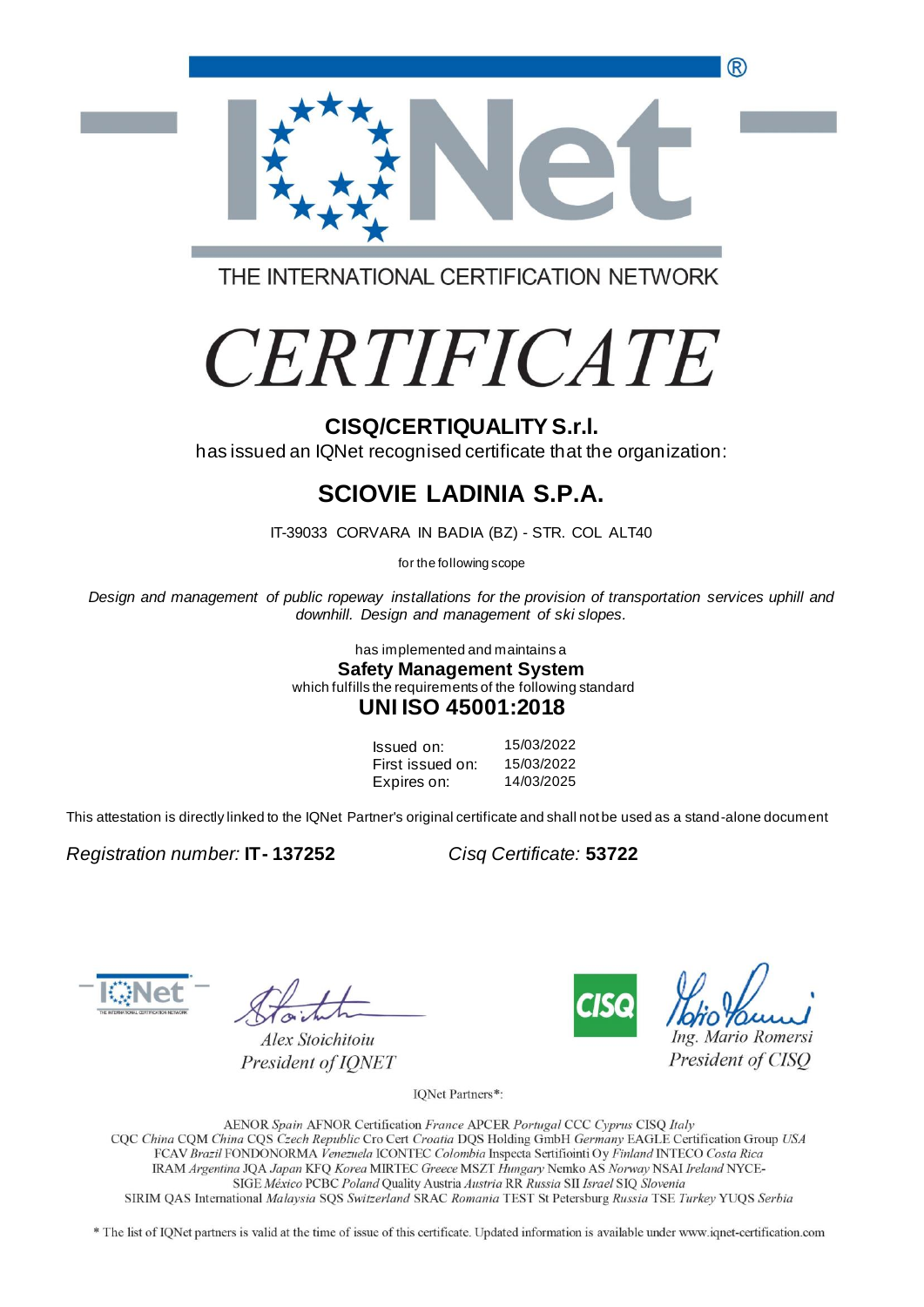THE INTERNATIONAL CERTIFICATION NETWORK

# CERTIFICATE

## CISQ/CERTIQUALITY S.r.l.

has issued an IQNet recognised certificate that the organization:

## SCIOVIE LADINIA S.P.A.

IT-39033 CORVARA IN BADIA (BZ) - STR. COL ALT40

for the following scope

*Design and management of public ropeway installations for the provision of transportation services uphill and downhill. Design and management of ski slopes.*

has implemented and maintains a

**Safety Management System**

which fulfills the requirements of the following standard

**UNI ISO 45001:2018**

| | |
|---|---|
| Issued on: | 15/03/2022 |
| First issued on: | 15/03/2022 |
| Expires on: | 14/03/2025 |

This attestation is directly linked to the IQNet Partner's original certificate and shall not be used as a stand-alone document

*Registration number:* **IT- 137252** *Cisq Certificate:* **53722**

*Alex Stoichitoiu*
*President of IQNET*

*Ing. Mario Romersi*
*President of CISQ*

IQNet Partners*:

AENOR *Spain* AFNOR Certification *France* APCER *Portugal* CCC *Cyprus* CISQ *Italy*
CQC *China* CQM *China* CQS *Czech Republic* Cro Cert *Croatia* DQS Holding GmbH *Germany* EAGLE Certification Group *USA*
FCAV *Brazil* FONDONORMA *Venezuela* ICONTEC *Colombia* Inspecta Sertifiointi Oy *Finland* INTECO *Costa Rica*
IRAM *Argentina* JQA *Japan* KFQ *Korea* MIRTEC *Greece* MSZT *Hungary* Nemko AS *Norway* NSAI *Ireland* NYCE-SIGE *México* PCBC *Poland* Quality Austria *Austria* RR *Russia* SII *Israel* SIQ *Slovenia*
SIRIM QAS International *Malaysia* SQS *Switzerland* SRAC *Romania* TEST St Petersburg *Russia* TSE *Turkey* YUQS *Serbia*

* The list of IQNet partners is valid at the time of issue of this certificate. Updated information is available under www.iqnet-certification.com